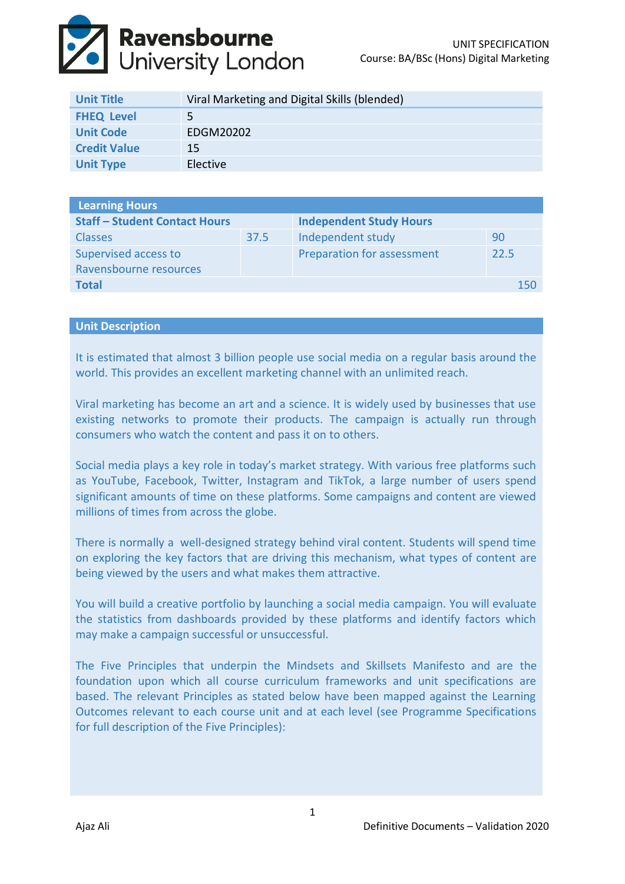UNIT SPECIFICATION
Course: BA/BSc (Hons) Digital Marketing

| | |
|---|---|
| **Unit Title** | Viral Marketing and Digital Skills (blended) |
| **FHEQ Level** | 5 |
| **Unit Code** | EDGM20202 |
| **Credit Value** | 15 |
| **Unit Type** | Elective |

| Learning Hours | | | |
|---|---|---|---|
| **Staff – Student Contact Hours** | | **Independent Study Hours** | |
| Classes | 37.5 | Independent study | 90 |
| Supervised access to Ravensbourne resources | | Preparation for assessment | 22.5 |
| **Total** | | | 150 |

## Unit Description

It is estimated that almost 3 billion people use social media on a regular basis around the world. This provides an excellent marketing channel with an unlimited reach.

Viral marketing has become an art and a science. It is widely used by businesses that use existing networks to promote their products. The campaign is actually run through consumers who watch the content and pass it on to others.

Social media plays a key role in today's market strategy. With various free platforms such as YouTube, Facebook, Twitter, Instagram and TikTok, a large number of users spend significant amounts of time on these platforms. Some campaigns and content are viewed millions of times from across the globe.

There is normally a well-designed strategy behind viral content. Students will spend time on exploring the key factors that are driving this mechanism, what types of content are being viewed by the users and what makes them attractive.

You will build a creative portfolio by launching a social media campaign. You will evaluate the statistics from dashboards provided by these platforms and identify factors which may make a campaign successful or unsuccessful.

The Five Principles that underpin the Mindsets and Skillsets Manifesto and are the foundation upon which all course curriculum frameworks and unit specifications are based. The relevant Principles as stated below have been mapped against the Learning Outcomes relevant to each course unit and at each level (see Programme Specifications for full description of the Five Principles):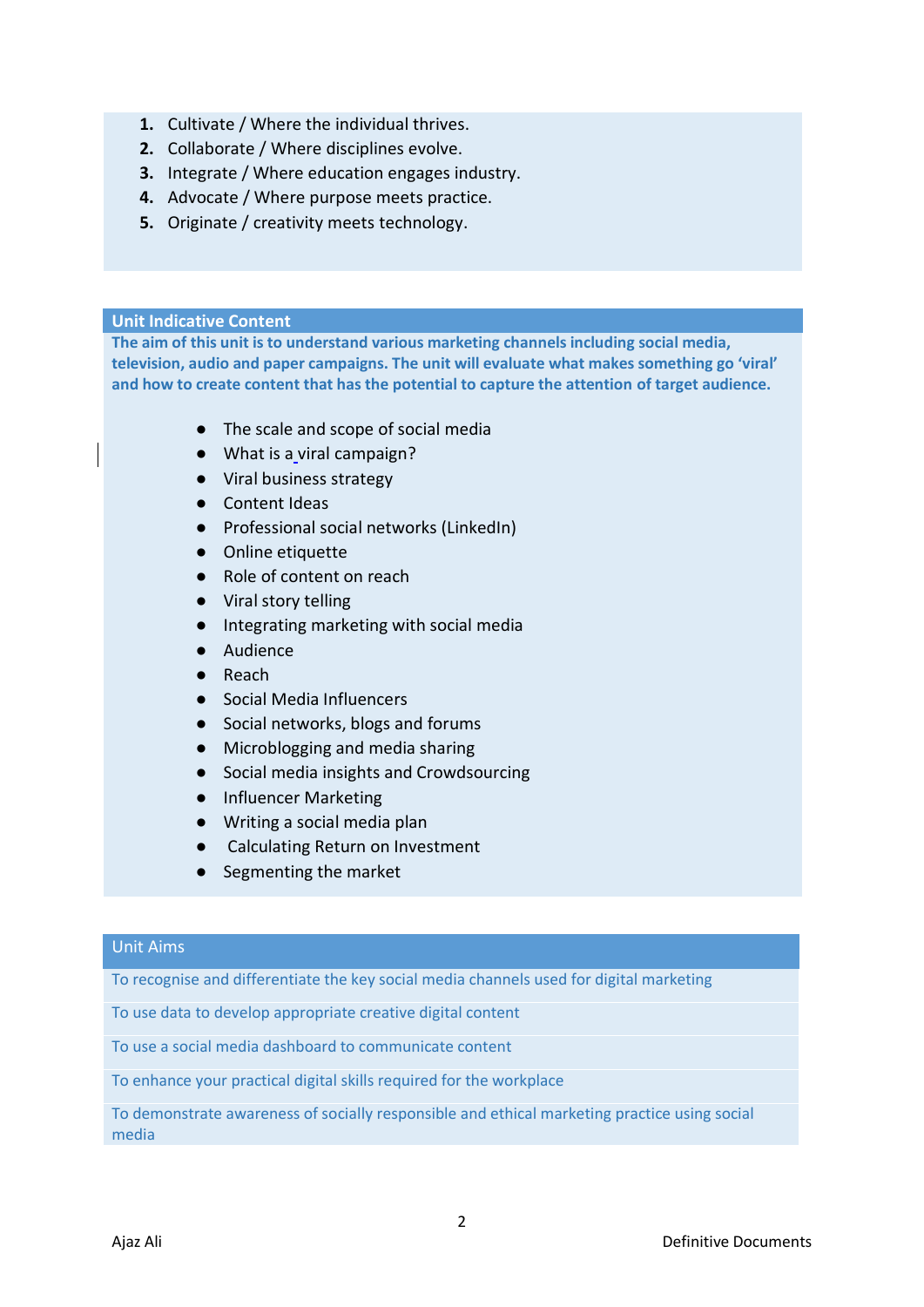1. Cultivate / Where the individual thrives.
2. Collaborate / Where disciplines evolve.
3. Integrate / Where education engages industry.
4. Advocate / Where purpose meets practice.
5. Originate / creativity meets technology.

## Unit Indicative Content

**The aim of this unit is to understand various marketing channels including social media, television, audio and paper campaigns. The unit will evaluate what makes something go 'viral' and how to create content that has the potential to capture the attention of target audience.**

- The scale and scope of social media
- What is a viral campaign?
- Viral business strategy
- Content Ideas
- Professional social networks (LinkedIn)
- Online etiquette
- Role of content on reach
- Viral story telling
- Integrating marketing with social media
- Audience
- Reach
- Social Media Influencers
- Social networks, blogs and forums
- Microblogging and media sharing
- Social media insights and Crowdsourcing
- Influencer Marketing
- Writing a social media plan
- Calculating Return on Investment
- Segmenting the market

## Unit Aims

| Unit Aims |
|---|
| To recognise and differentiate the key social media channels used for digital marketing |
| To use data to develop appropriate creative digital content |
| To use a social media dashboard to communicate content |
| To enhance your practical digital skills required for the workplace |
| To demonstrate awareness of socially responsible and ethical marketing practice using social media |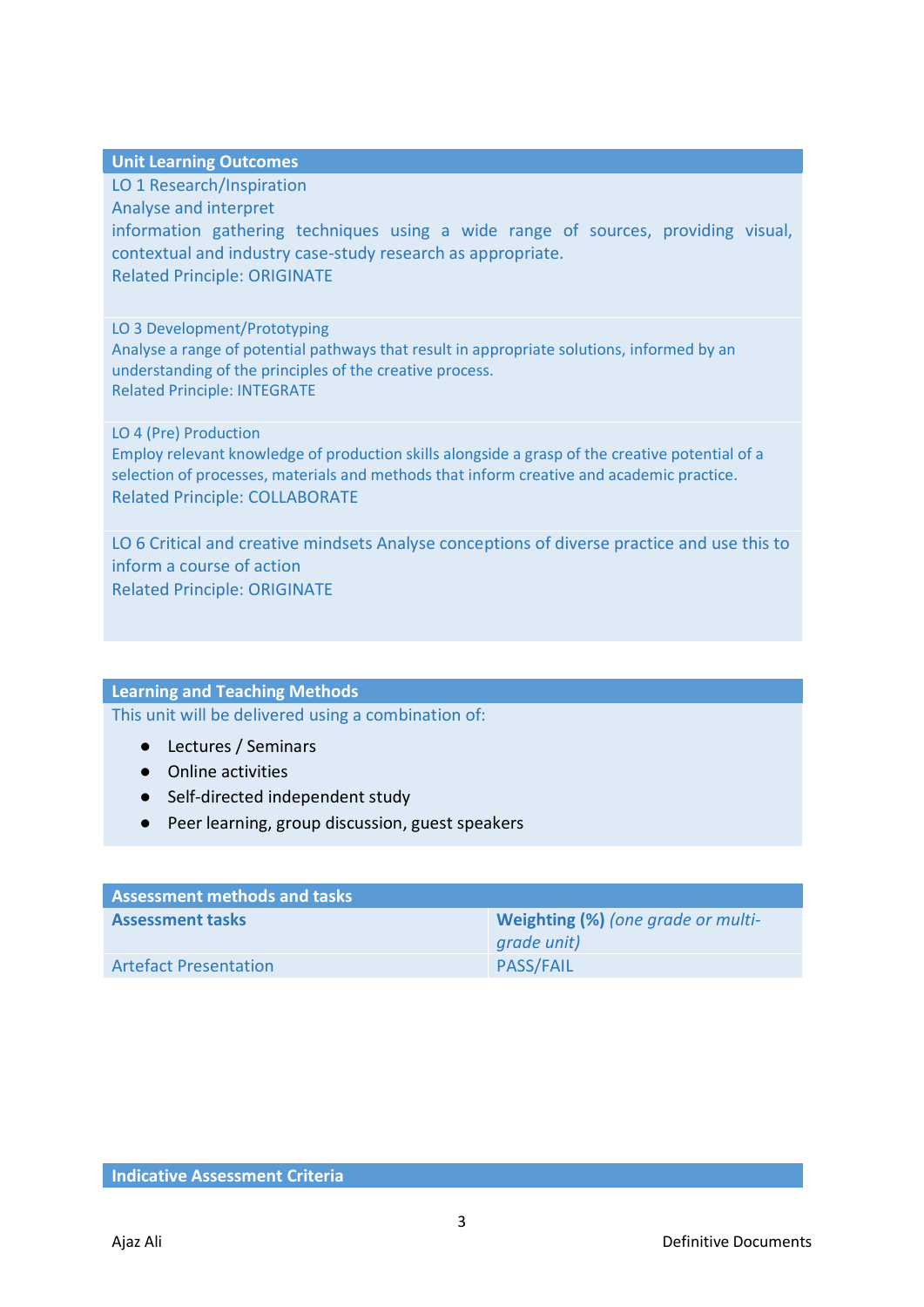## Unit Learning Outcomes

LO 1 Research/Inspiration
Analyse and interpret
information gathering techniques using a wide range of sources, providing visual, contextual and industry case-study research as appropriate.
Related Principle: ORIGINATE

LO 3 Development/Prototyping
Analyse a range of potential pathways that result in appropriate solutions, informed by an understanding of the principles of the creative process.
Related Principle: INTEGRATE

LO 4 (Pre) Production
Employ relevant knowledge of production skills alongside a grasp of the creative potential of a selection of processes, materials and methods that inform creative and academic practice.
Related Principle: COLLABORATE

LO 6 Critical and creative mindsets Analyse conceptions of diverse practice and use this to inform a course of action
Related Principle: ORIGINATE

## Learning and Teaching Methods

This unit will be delivered using a combination of:

- Lectures / Seminars
- Online activities
- Self-directed independent study
- Peer learning, group discussion, guest speakers

## Assessment methods and tasks

| **Assessment tasks** | **Weighting (%)** *(one grade or multi-grade unit)* |
|---|---|
| Artefact Presentation | PASS/FAIL |

## Indicative Assessment Criteria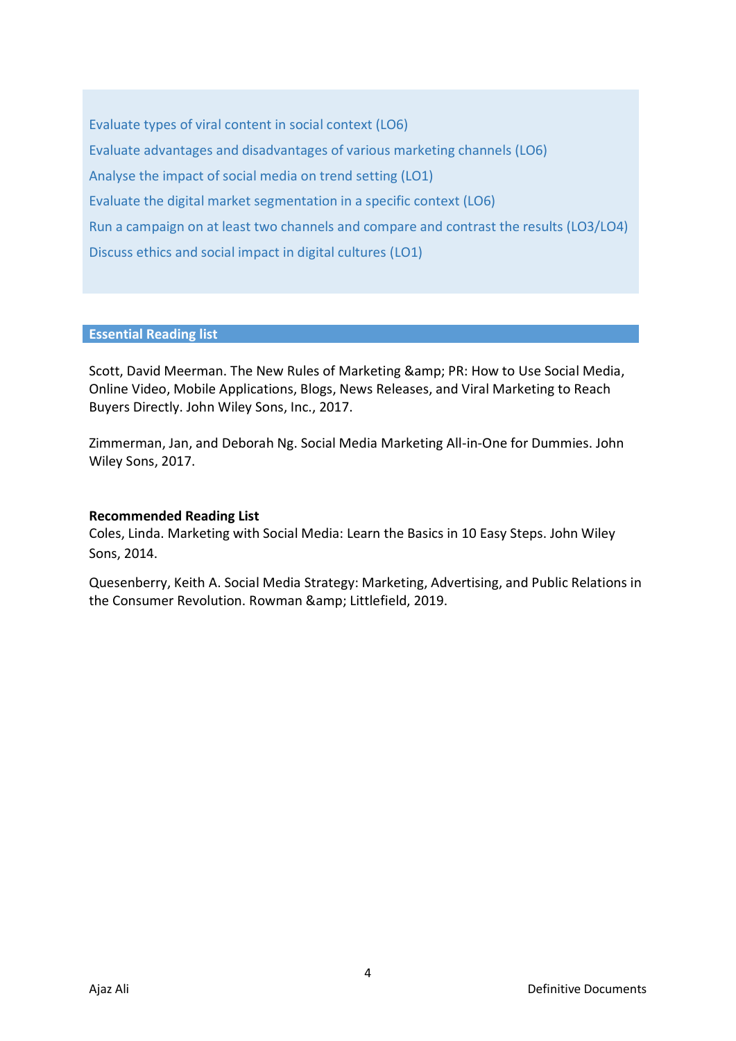Evaluate types of viral content in social context (LO6)

Evaluate advantages and disadvantages of various marketing channels (LO6)

Analyse the impact of social media on trend setting (LO1)

Evaluate the digital market segmentation in a specific context (LO6)

Run a campaign on at least two channels and compare and contrast the results (LO3/LO4)

Discuss ethics and social impact in digital cultures (LO1)

## Essential Reading list

Scott, David Meerman. The New Rules of Marketing &amp; PR: How to Use Social Media, Online Video, Mobile Applications, Blogs, News Releases, and Viral Marketing to Reach Buyers Directly. John Wiley Sons, Inc., 2017.

Zimmerman, Jan, and Deborah Ng. Social Media Marketing All-in-One for Dummies. John Wiley Sons, 2017.

**Recommended Reading List**

Coles, Linda. Marketing with Social Media: Learn the Basics in 10 Easy Steps. John Wiley Sons, 2014.

Quesenberry, Keith A. Social Media Strategy: Marketing, Advertising, and Public Relations in the Consumer Revolution. Rowman &amp; Littlefield, 2019.